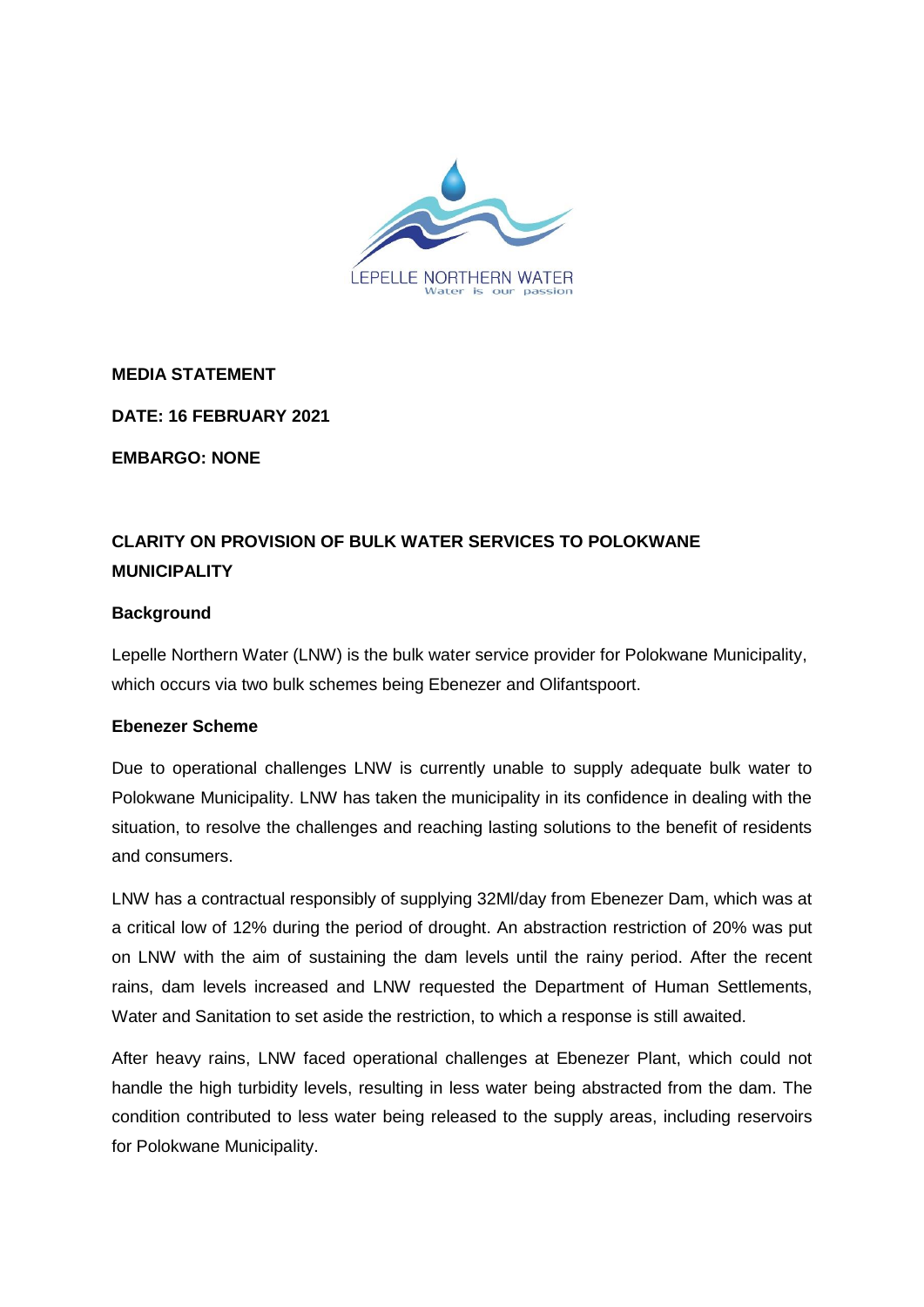LEPELLE NORTHERN WATER
Water is our passion

**MEDIA STATEMENT**

**DATE: 16 FEBRUARY 2021**

**EMBARGO: NONE**

## CLARITY ON PROVISION OF BULK WATER SERVICES TO POLOKWANE MUNICIPALITY

### Background

Lepelle Northern Water (LNW) is the bulk water service provider for Polokwane Municipality, which occurs via two bulk schemes being Ebenezer and Olifantspoort.

### Ebenezer Scheme

Due to operational challenges LNW is currently unable to supply adequate bulk water to Polokwane Municipality. LNW has taken the municipality in its confidence in dealing with the situation, to resolve the challenges and reaching lasting solutions to the benefit of residents and consumers.

LNW has a contractual responsibly of supplying 32Ml/day from Ebenezer Dam, which was at a critical low of 12% during the period of drought. An abstraction restriction of 20% was put on LNW with the aim of sustaining the dam levels until the rainy period. After the recent rains, dam levels increased and LNW requested the Department of Human Settlements, Water and Sanitation to set aside the restriction, to which a response is still awaited.

After heavy rains, LNW faced operational challenges at Ebenezer Plant, which could not handle the high turbidity levels, resulting in less water being abstracted from the dam. The condition contributed to less water being released to the supply areas, including reservoirs for Polokwane Municipality.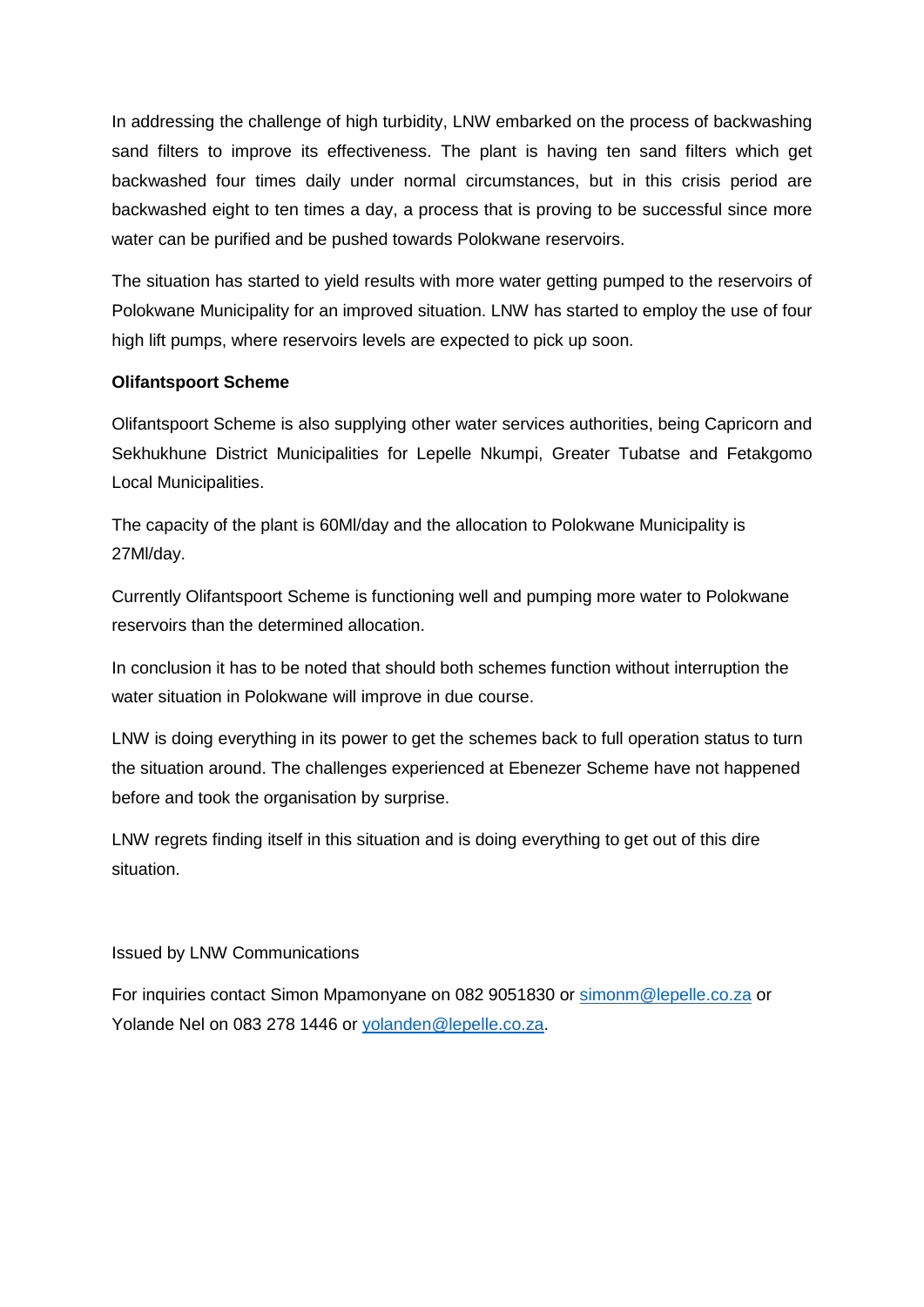In addressing the challenge of high turbidity, LNW embarked on the process of backwashing sand filters to improve its effectiveness. The plant is having ten sand filters which get backwashed four times daily under normal circumstances, but in this crisis period are backwashed eight to ten times a day, a process that is proving to be successful since more water can be purified and be pushed towards Polokwane reservoirs.

The situation has started to yield results with more water getting pumped to the reservoirs of Polokwane Municipality for an improved situation. LNW has started to employ the use of four high lift pumps, where reservoirs levels are expected to pick up soon.

**Olifantspoort Scheme**

Olifantspoort Scheme is also supplying other water services authorities, being Capricorn and Sekhukhune District Municipalities for Lepelle Nkumpi, Greater Tubatse and Fetakgomo Local Municipalities.

The capacity of the plant is 60Ml/day and the allocation to Polokwane Municipality is 27Ml/day.

Currently Olifantspoort Scheme is functioning well and pumping more water to Polokwane reservoirs than the determined allocation.

In conclusion it has to be noted that should both schemes function without interruption the water situation in Polokwane will improve in due course.

LNW is doing everything in its power to get the schemes back to full operation status to turn the situation around. The challenges experienced at Ebenezer Scheme have not happened before and took the organisation by surprise.

LNW regrets finding itself in this situation and is doing everything to get out of this dire situation.

Issued by LNW Communications

For inquiries contact Simon Mpamonyane on 082 9051830 or simonm@lepelle.co.za or Yolande Nel on 083 278 1446 or yolanden@lepelle.co.za.